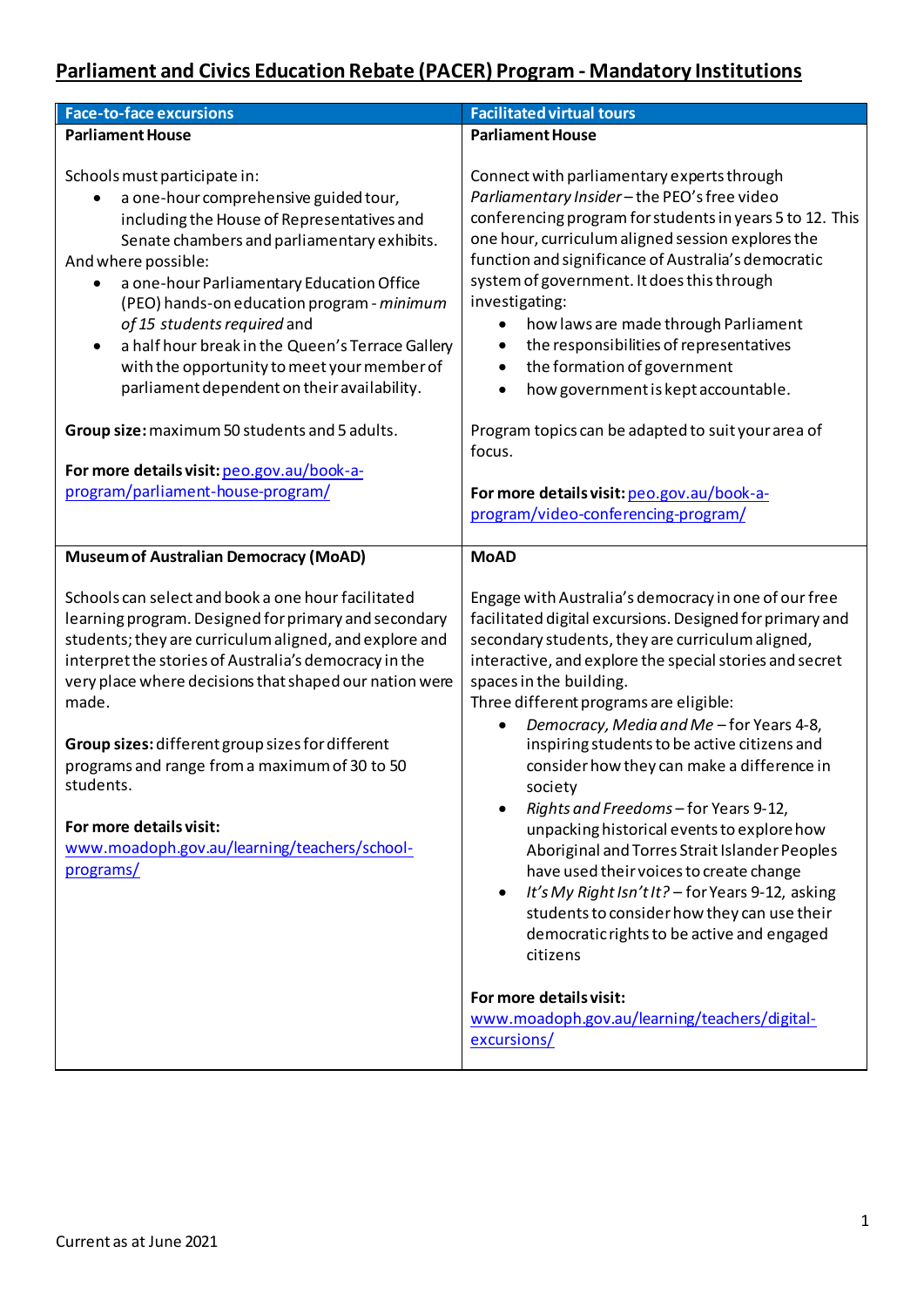# Parliament and Civics Education Rebate (PACER) Program - Mandatory Institutions

| Face-to-face excursions | Facilitated virtual tours |
|---|---|
| **Parliament House**<br><br>Schools must participate in:<br>• a one-hour comprehensive guided tour, including the House of Representatives and Senate chambers and parliamentary exhibits.<br>And where possible:<br>• a one-hour Parliamentary Education Office (PEO) hands-on education program - *minimum of 15 students required* and<br>• a half hour break in the Queen's Terrace Gallery with the opportunity to meet your member of parliament dependent on their availability.<br><br>**Group size:** maximum 50 students and 5 adults.<br><br>**For more details visit:** peo.gov.au/book-a-program/parliament-house-program/ | **Parliament House**<br><br>Connect with parliamentary experts through *Parliamentary Insider* – the PEO's free video conferencing program for students in years 5 to 12. This one hour, curriculum aligned session explores the function and significance of Australia's democratic system of government. It does this through investigating:<br>• how laws are made through Parliament<br>• the responsibilities of representatives<br>• the formation of government<br>• how government is kept accountable.<br><br>Program topics can be adapted to suit your area of focus.<br><br>**For more details visit:** peo.gov.au/book-a-program/video-conferencing-program/ |
| **Museum of Australian Democracy (MoAD)**<br><br>Schools can select and book a one hour facilitated learning program. Designed for primary and secondary students; they are curriculum aligned, and explore and interpret the stories of Australia's democracy in the very place where decisions that shaped our nation were made.<br><br>**Group sizes:** different group sizes for different programs and range from a maximum of 30 to 50 students.<br><br>**For more details visit:**<br>www.moadoph.gov.au/learning/teachers/school-programs/ | **MoAD**<br><br>Engage with Australia's democracy in one of our free facilitated digital excursions. Designed for primary and secondary students, they are curriculum aligned, interactive, and explore the special stories and secret spaces in the building.<br>Three different programs are eligible:<br>• *Democracy, Media and Me* – for Years 4-8, inspiring students to be active citizens and consider how they can make a difference in society<br>• *Rights and Freedoms* – for Years 9-12, unpacking historical events to explore how Aboriginal and Torres Strait Islander Peoples have used their voices to create change<br>• *It's My Right Isn't It?* – for Years 9-12, asking students to consider how they can use their democratic rights to be active and engaged citizens<br><br>**For more details visit:**<br>www.moadoph.gov.au/learning/teachers/digital-excursions/ |

Current as at June 2021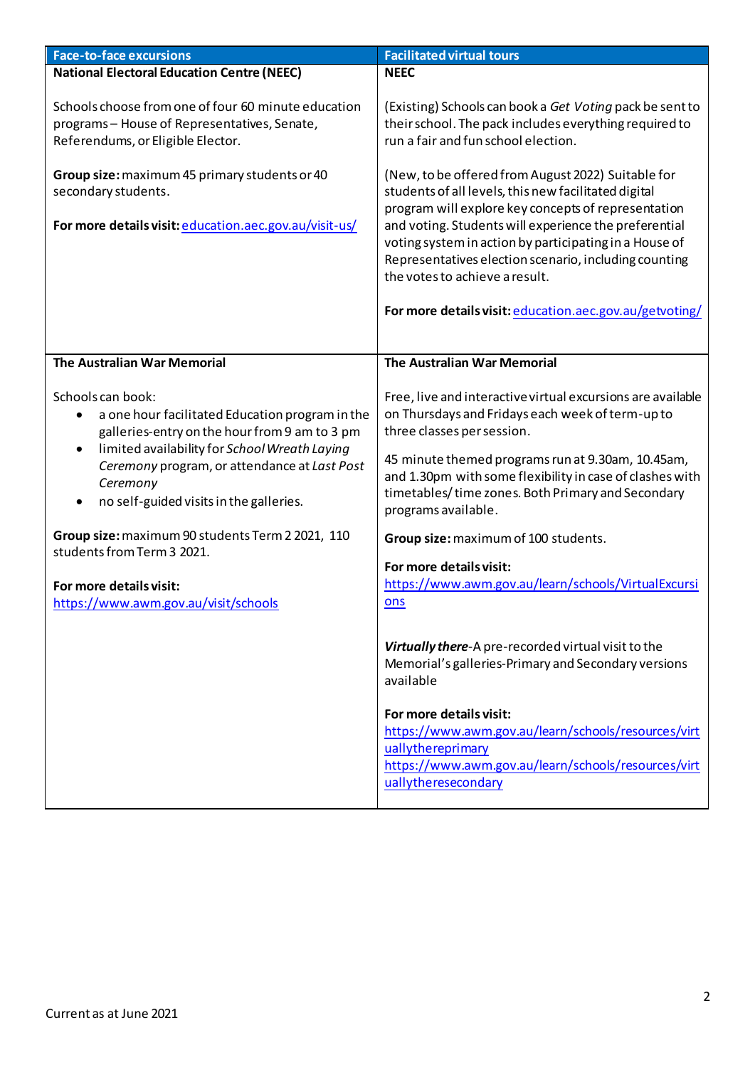| Face-to-face excursions | Facilitated virtual tours |
|---|---|
| **National Electoral Education Centre (NEEC)**<br><br>Schools choose from one of four 60 minute education programs – House of Representatives, Senate, Referendums, or Eligible Elector.<br><br>**Group size:** maximum 45 primary students or 40 secondary students.<br><br>**For more details visit:** [education.aec.gov.au/visit-us/](education.aec.gov.au/visit-us/) | **NEEC**<br><br>(Existing) Schools can book a *Get Voting* pack be sent to their school. The pack includes everything required to run a fair and fun school election.<br><br>(New, to be offered from August 2022) Suitable for students of all levels, this new facilitated digital program will explore key concepts of representation and voting. Students will experience the preferential voting system in action by participating in a House of Representatives election scenario, including counting the votes to achieve a result.<br><br>**For more details visit:** [education.aec.gov.au/getvoting/](education.aec.gov.au/getvoting/) |
| **The Australian War Memorial**<br><br>Schools can book:<br>• a one hour facilitated Education program in the galleries-entry on the hour from 9 am to 3 pm<br>• limited availability for *School Wreath Laying Ceremony* program, or attendance at *Last Post Ceremony*<br>• no self-guided visits in the galleries.<br><br>**Group size:** maximum 90 students Term 2 2021, 110 students from Term 3 2021.<br><br>**For more details visit:**<br>[https://www.awm.gov.au/visit/schools](https://www.awm.gov.au/visit/schools) | **The Australian War Memorial**<br><br>Free, live and interactive virtual excursions are available on Thursdays and Fridays each week of term-up to three classes per session.<br><br>45 minute themed programs run at 9.30am, 10.45am, and 1.30pm with some flexibility in case of clashes with timetables/ time zones. Both Primary and Secondary programs available.<br><br>**Group size:** maximum of 100 students.<br><br>**For more details visit:**<br>[https://www.awm.gov.au/learn/schools/VirtualExcursions](https://www.awm.gov.au/learn/schools/VirtualExcursions)<br><br>***Virtually there***-A pre-recorded virtual visit to the Memorial's galleries-Primary and Secondary versions available<br><br>**For more details visit:**<br>[https://www.awm.gov.au/learn/schools/resources/virtuallythereprimary](https://www.awm.gov.au/learn/schools/resources/virtuallythereprimary)<br>[https://www.awm.gov.au/learn/schools/resources/virtuallytheresecondary](https://www.awm.gov.au/learn/schools/resources/virtuallytheresecondary) |

Current as at June 2021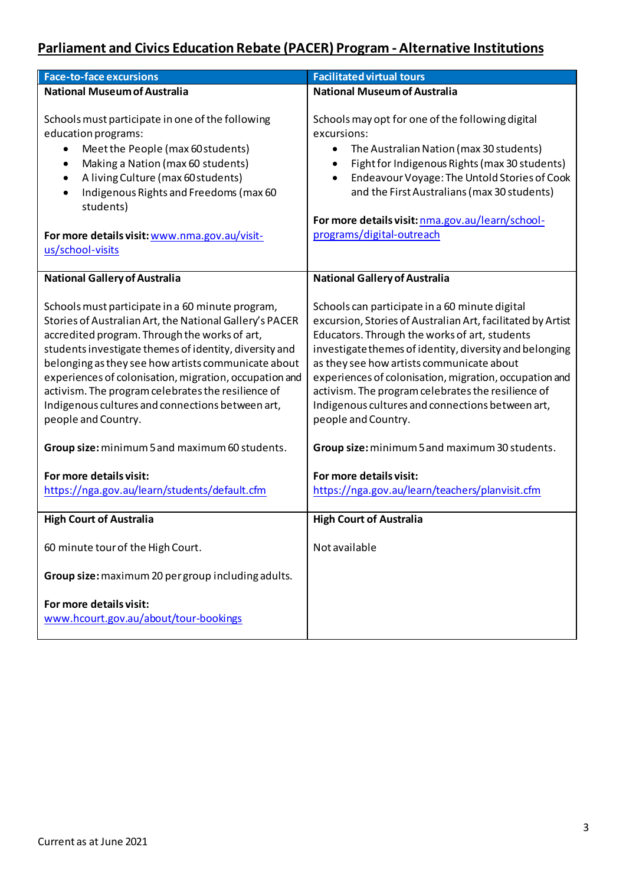## Parliament and Civics Education Rebate (PACER) Program - Alternative Institutions

| Face-to-face excursions | Facilitated virtual tours |
|---|---|
| **National Museum of Australia**<br><br>Schools must participate in one of the following education programs:<br>• Meet the People (max 60 students)<br>• Making a Nation (max 60 students)<br>• A living Culture (max 60 students)<br>• Indigenous Rights and Freedoms (max 60 students)<br><br>**For more details visit:** www.nma.gov.au/visit-us/school-visits | **National Museum of Australia**<br><br>Schools may opt for one of the following digital excursions:<br>• The Australian Nation (max 30 students)<br>• Fight for Indigenous Rights (max 30 students)<br>• Endeavour Voyage: The Untold Stories of Cook and the First Australians (max 30 students)<br><br>**For more details visit:** nma.gov.au/learn/school-programs/digital-outreach |
| **National Gallery of Australia**<br><br>Schools must participate in a 60 minute program, Stories of Australian Art, the National Gallery's PACER accredited program. Through the works of art, students investigate themes of identity, diversity and belonging as they see how artists communicate about experiences of colonisation, migration, occupation and activism. The program celebrates the resilience of Indigenous cultures and connections between art, people and Country.<br><br>**Group size:** minimum 5 and maximum 60 students.<br><br>**For more details visit:**<br>https://nga.gov.au/learn/students/default.cfm | **National Gallery of Australia**<br><br>Schools can participate in a 60 minute digital excursion, Stories of Australian Art, facilitated by Artist Educators. Through the works of art, students investigate themes of identity, diversity and belonging as they see how artists communicate about experiences of colonisation, migration, occupation and activism. The program celebrates the resilience of Indigenous cultures and connections between art, people and Country.<br><br>**Group size:** minimum 5 and maximum 30 students.<br><br>**For more details visit:**<br>https://nga.gov.au/learn/teachers/planvisit.cfm |
| **High Court of Australia**<br><br>60 minute tour of the High Court.<br><br>**Group size:** maximum 20 per group including adults.<br><br>**For more details visit:**<br>www.hcourt.gov.au/about/tour-bookings | **High Court of Australia**<br><br>Not available |

Current as at June 2021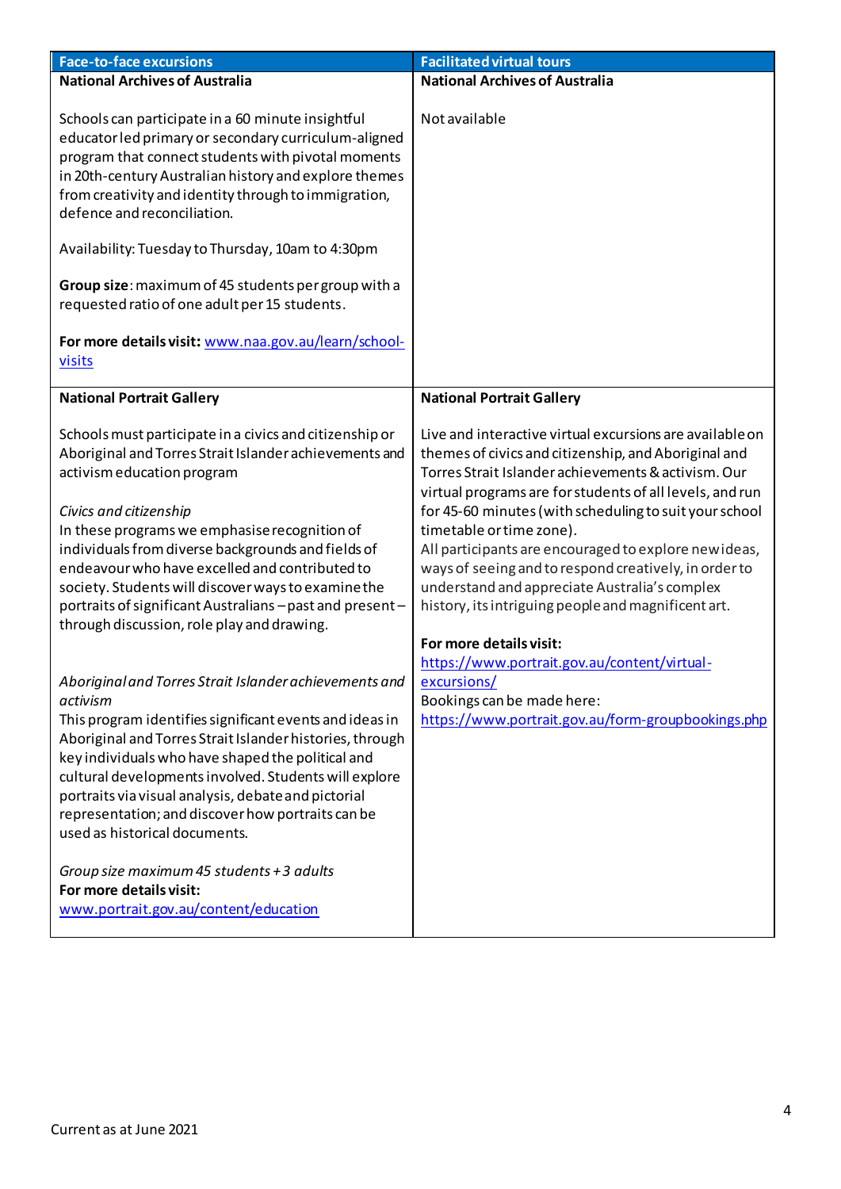| Face-to-face excursions | Facilitated virtual tours |
|---|---|
| **National Archives of Australia**<br><br>Schools can participate in a 60 minute insightful educator led primary or secondary curriculum-aligned program that connect students with pivotal moments in 20th-century Australian history and explore themes from creativity and identity through to immigration, defence and reconciliation.<br><br>Availability: Tuesday to Thursday, 10am to 4:30pm<br><br>**Group size**: maximum of 45 students per group with a requested ratio of one adult per 15 students.<br><br>**For more details visit:** [www.naa.gov.au/learn/school-visits](www.naa.gov.au/learn/school-visits) | **National Archives of Australia**<br><br>Not available |
| **National Portrait Gallery**<br><br>Schools must participate in a civics and citizenship or Aboriginal and Torres Strait Islander achievements and activism education program<br><br>*Civics and citizenship*<br>In these programs we emphasise recognition of individuals from diverse backgrounds and fields of endeavour who have excelled and contributed to society. Students will discover ways to examine the portraits of significant Australians – past and present – through discussion, role play and drawing.<br><br>*Aboriginal and Torres Strait Islander achievements and activism*<br>This program identifies significant events and ideas in Aboriginal and Torres Strait Islander histories, through key individuals who have shaped the political and cultural developments involved. Students will explore portraits via visual analysis, debate and pictorial representation; and discover how portraits can be used as historical documents.<br><br>*Group size maximum 45 students + 3 adults*<br>**For more details visit:**<br>[www.portrait.gov.au/content/education](www.portrait.gov.au/content/education) | **National Portrait Gallery**<br><br>Live and interactive virtual excursions are available on themes of civics and citizenship, and Aboriginal and Torres Strait Islander achievements & activism. Our virtual programs are for students of all levels, and run for 45-60 minutes (with scheduling to suit your school timetable or time zone).<br>All participants are encouraged to explore new ideas, ways of seeing and to respond creatively, in order to understand and appreciate Australia's complex history, its intriguing people and magnificent art.<br><br>**For more details visit:**<br>[https://www.portrait.gov.au/content/virtual-excursions/](https://www.portrait.gov.au/content/virtual-excursions/)<br>Bookings can be made here:<br>[https://www.portrait.gov.au/form-groupbookings.php](https://www.portrait.gov.au/form-groupbookings.php) |

Current as at June 2021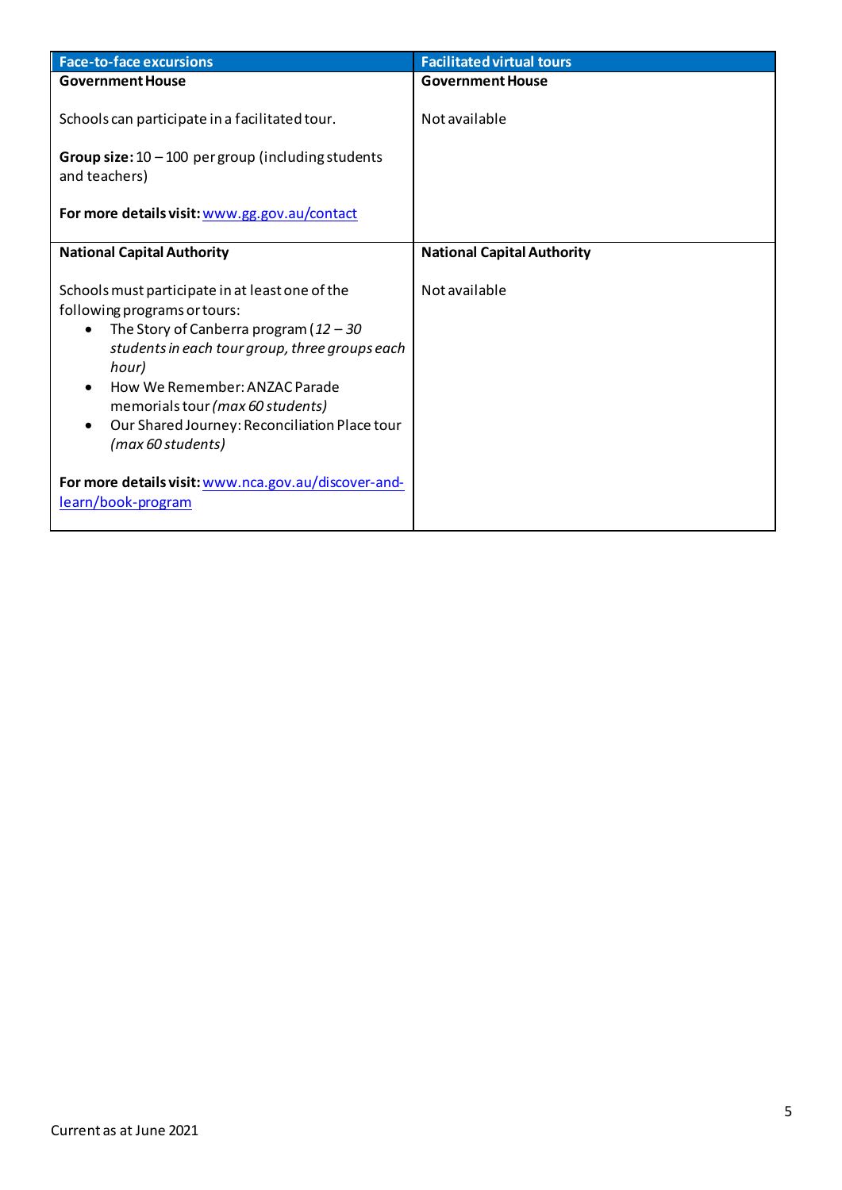| Face-to-face excursions | Facilitated virtual tours |
| --- | --- |
| **Government House**<br><br>Schools can participate in a facilitated tour.<br><br>**Group size:** 10 – 100 per group (including students and teachers)<br><br>**For more details visit:** [www.gg.gov.au/contact](http://www.gg.gov.au/contact) | **Government House**<br><br>Not available |
| **National Capital Authority**<br><br>Schools must participate in at least one of the following programs or tours:<br>• The Story of Canberra program (*12 – 30 students in each tour group, three groups each hour)*<br>• How We Remember: ANZAC Parade memorials tour *(max 60 students)*<br>• Our Shared Journey: Reconciliation Place tour *(max 60 students)*<br><br>**For more details visit:** [www.nca.gov.au/discover-and-learn/book-program](http://www.nca.gov.au/discover-and-learn/book-program) | **National Capital Authority**<br><br>Not available |

Current as at June 2021